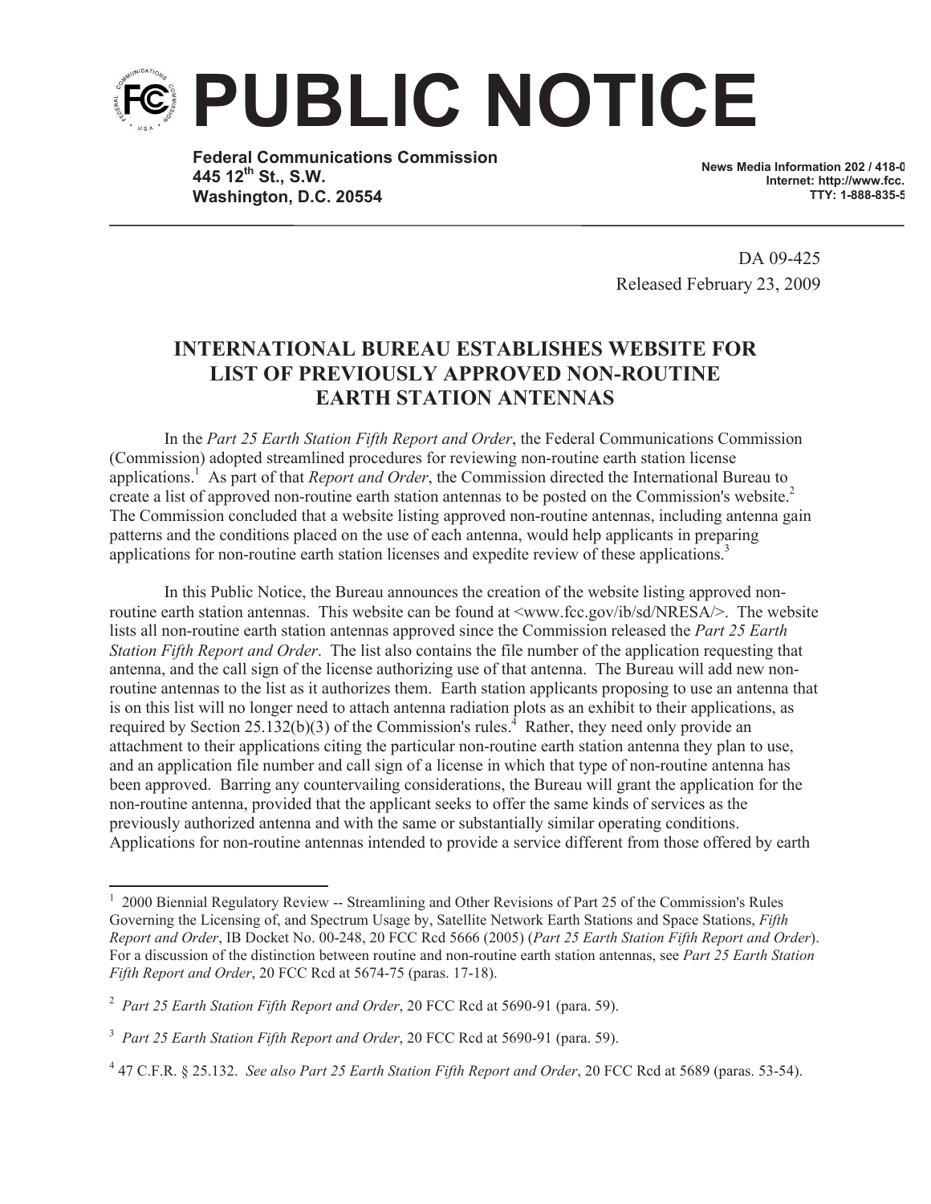# PUBLIC NOTICE

**Federal Communications Commission**
**445 12th St., S.W.**
**Washington, D.C. 20554**

**News Media Information 202 / 418-0**
**Internet: http://www.fcc.**
**TTY: 1-888-835-5**

DA 09-425
Released February 23, 2009

## INTERNATIONAL BUREAU ESTABLISHES WEBSITE FOR LIST OF PREVIOUSLY APPROVED NON-ROUTINE EARTH STATION ANTENNAS

In the *Part 25 Earth Station Fifth Report and Order*, the Federal Communications Commission (Commission) adopted streamlined procedures for reviewing non-routine earth station license applications.[1] As part of that *Report and Order*, the Commission directed the International Bureau to create a list of approved non-routine earth station antennas to be posted on the Commission's website.[2] The Commission concluded that a website listing approved non-routine antennas, including antenna gain patterns and the conditions placed on the use of each antenna, would help applicants in preparing applications for non-routine earth station licenses and expedite review of these applications.[3]

In this Public Notice, the Bureau announces the creation of the website listing approved non-routine earth station antennas. This website can be found at <www.fcc.gov/ib/sd/NRESA/>. The website lists all non-routine earth station antennas approved since the Commission released the *Part 25 Earth Station Fifth Report and Order*. The list also contains the file number of the application requesting that antenna, and the call sign of the license authorizing use of that antenna. The Bureau will add new non-routine antennas to the list as it authorizes them. Earth station applicants proposing to use an antenna that is on this list will no longer need to attach antenna radiation plots as an exhibit to their applications, as required by Section 25.132(b)(3) of the Commission's rules.[4] Rather, they need only provide an attachment to their applications citing the particular non-routine earth station antenna they plan to use, and an application file number and call sign of a license in which that type of non-routine antenna has been approved. Barring any countervailing considerations, the Bureau will grant the application for the non-routine antenna, provided that the applicant seeks to offer the same kinds of services as the previously authorized antenna and with the same or substantially similar operating conditions. Applications for non-routine antennas intended to provide a service different from those offered by earth

---

[1] 2000 Biennial Regulatory Review -- Streamlining and Other Revisions of Part 25 of the Commission's Rules Governing the Licensing of, and Spectrum Usage by, Satellite Network Earth Stations and Space Stations, *Fifth Report and Order*, IB Docket No. 00-248, 20 FCC Rcd 5666 (2005) (*Part 25 Earth Station Fifth Report and Order*). For a discussion of the distinction between routine and non-routine earth station antennas, see *Part 25 Earth Station Fifth Report and Order*, 20 FCC Rcd at 5674-75 (paras. 17-18).

[2] *Part 25 Earth Station Fifth Report and Order*, 20 FCC Rcd at 5690-91 (para. 59).

[3] *Part 25 Earth Station Fifth Report and Order*, 20 FCC Rcd at 5690-91 (para. 59).

[4] 47 C.F.R. § 25.132. *See also Part 25 Earth Station Fifth Report and Order*, 20 FCC Rcd at 5689 (paras. 53-54).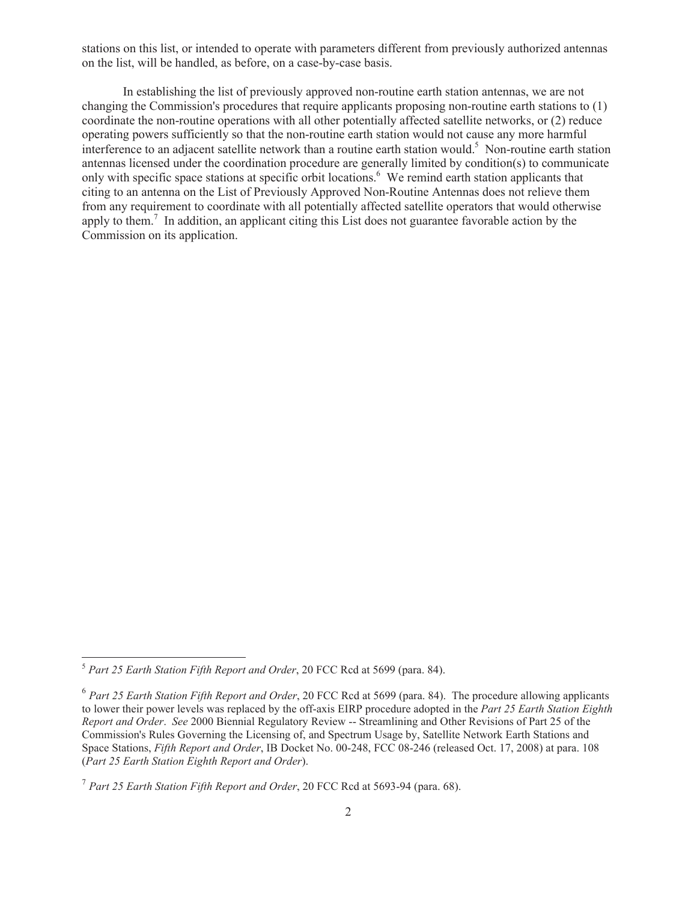stations on this list, or intended to operate with parameters different from previously authorized antennas on the list, will be handled, as before, on a case-by-case basis.

In establishing the list of previously approved non-routine earth station antennas, we are not changing the Commission's procedures that require applicants proposing non-routine earth stations to (1) coordinate the non-routine operations with all other potentially affected satellite networks, or (2) reduce operating powers sufficiently so that the non-routine earth station would not cause any more harmful interference to an adjacent satellite network than a routine earth station would.[5] Non-routine earth station antennas licensed under the coordination procedure are generally limited by condition(s) to communicate only with specific space stations at specific orbit locations.[6] We remind earth station applicants that citing to an antenna on the List of Previously Approved Non-Routine Antennas does not relieve them from any requirement to coordinate with all potentially affected satellite operators that would otherwise apply to them.[7] In addition, an applicant citing this List does not guarantee favorable action by the Commission on its application.

---

[5] *Part 25 Earth Station Fifth Report and Order*, 20 FCC Rcd at 5699 (para. 84).

[6] *Part 25 Earth Station Fifth Report and Order*, 20 FCC Rcd at 5699 (para. 84). The procedure allowing applicants to lower their power levels was replaced by the off-axis EIRP procedure adopted in the *Part 25 Earth Station Eighth Report and Order*. *See* 2000 Biennial Regulatory Review -- Streamlining and Other Revisions of Part 25 of the Commission's Rules Governing the Licensing of, and Spectrum Usage by, Satellite Network Earth Stations and Space Stations, *Fifth Report and Order*, IB Docket No. 00-248, FCC 08-246 (released Oct. 17, 2008) at para. 108 (*Part 25 Earth Station Eighth Report and Order*).

[7] *Part 25 Earth Station Fifth Report and Order*, 20 FCC Rcd at 5693-94 (para. 68).